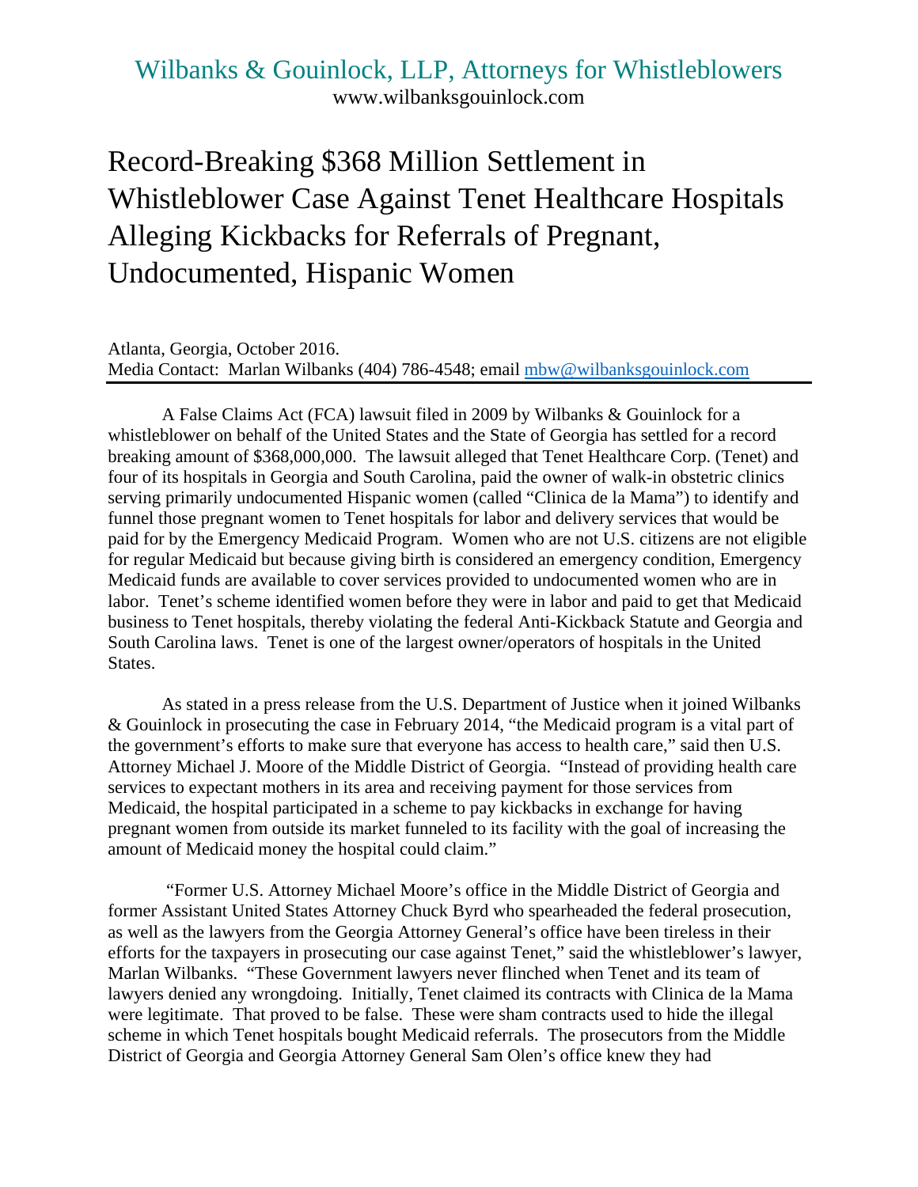Wilbanks & Gouinlock, LLP, Attorneys for Whistleblowers
www.wilbanksgouinlock.com

# Record-Breaking $368 Million Settlement in Whistleblower Case Against Tenet Healthcare Hospitals Alleging Kickbacks for Referrals of Pregnant, Undocumented, Hispanic Women

Atlanta, Georgia, October 2016.
Media Contact: Marlan Wilbanks (404) 786-4548; email mbw@wilbanksgouinlock.com

---

A False Claims Act (FCA) lawsuit filed in 2009 by Wilbanks & Gouinlock for a whistleblower on behalf of the United States and the State of Georgia has settled for a record breaking amount of $368,000,000. The lawsuit alleged that Tenet Healthcare Corp. (Tenet) and four of its hospitals in Georgia and South Carolina, paid the owner of walk-in obstetric clinics serving primarily undocumented Hispanic women (called "Clinica de la Mama") to identify and funnel those pregnant women to Tenet hospitals for labor and delivery services that would be paid for by the Emergency Medicaid Program. Women who are not U.S. citizens are not eligible for regular Medicaid but because giving birth is considered an emergency condition, Emergency Medicaid funds are available to cover services provided to undocumented women who are in labor. Tenet's scheme identified women before they were in labor and paid to get that Medicaid business to Tenet hospitals, thereby violating the federal Anti-Kickback Statute and Georgia and South Carolina laws. Tenet is one of the largest owner/operators of hospitals in the United States.

As stated in a press release from the U.S. Department of Justice when it joined Wilbanks & Gouinlock in prosecuting the case in February 2014, "the Medicaid program is a vital part of the government's efforts to make sure that everyone has access to health care," said then U.S. Attorney Michael J. Moore of the Middle District of Georgia. "Instead of providing health care services to expectant mothers in its area and receiving payment for those services from Medicaid, the hospital participated in a scheme to pay kickbacks in exchange for having pregnant women from outside its market funneled to its facility with the goal of increasing the amount of Medicaid money the hospital could claim."

"Former U.S. Attorney Michael Moore's office in the Middle District of Georgia and former Assistant United States Attorney Chuck Byrd who spearheaded the federal prosecution, as well as the lawyers from the Georgia Attorney General's office have been tireless in their efforts for the taxpayers in prosecuting our case against Tenet," said the whistleblower's lawyer, Marlan Wilbanks. "These Government lawyers never flinched when Tenet and its team of lawyers denied any wrongdoing. Initially, Tenet claimed its contracts with Clinica de la Mama were legitimate. That proved to be false. These were sham contracts used to hide the illegal scheme in which Tenet hospitals bought Medicaid referrals. The prosecutors from the Middle District of Georgia and Georgia Attorney General Sam Olen's office knew they had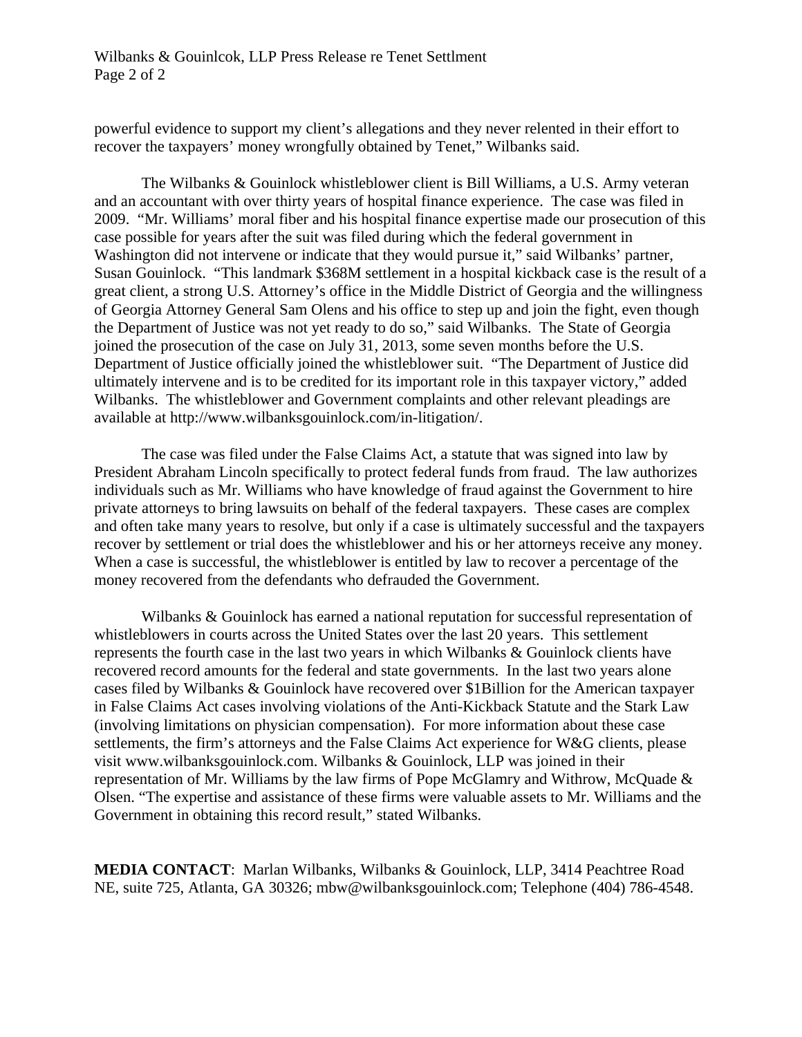powerful evidence to support my client's allegations and they never relented in their effort to recover the taxpayers' money wrongfully obtained by Tenet," Wilbanks said.

The Wilbanks & Gouinlock whistleblower client is Bill Williams, a U.S. Army veteran and an accountant with over thirty years of hospital finance experience. The case was filed in 2009. "Mr. Williams' moral fiber and his hospital finance expertise made our prosecution of this case possible for years after the suit was filed during which the federal government in Washington did not intervene or indicate that they would pursue it," said Wilbanks' partner, Susan Gouinlock. "This landmark $368M settlement in a hospital kickback case is the result of a great client, a strong U.S. Attorney's office in the Middle District of Georgia and the willingness of Georgia Attorney General Sam Olens and his office to step up and join the fight, even though the Department of Justice was not yet ready to do so," said Wilbanks. The State of Georgia joined the prosecution of the case on July 31, 2013, some seven months before the U.S. Department of Justice officially joined the whistleblower suit. "The Department of Justice did ultimately intervene and is to be credited for its important role in this taxpayer victory," added Wilbanks. The whistleblower and Government complaints and other relevant pleadings are available at http://www.wilbanksgouinlock.com/in-litigation/.

The case was filed under the False Claims Act, a statute that was signed into law by President Abraham Lincoln specifically to protect federal funds from fraud. The law authorizes individuals such as Mr. Williams who have knowledge of fraud against the Government to hire private attorneys to bring lawsuits on behalf of the federal taxpayers. These cases are complex and often take many years to resolve, but only if a case is ultimately successful and the taxpayers recover by settlement or trial does the whistleblower and his or her attorneys receive any money. When a case is successful, the whistleblower is entitled by law to recover a percentage of the money recovered from the defendants who defrauded the Government.

Wilbanks & Gouinlock has earned a national reputation for successful representation of whistleblowers in courts across the United States over the last 20 years. This settlement represents the fourth case in the last two years in which Wilbanks & Gouinlock clients have recovered record amounts for the federal and state governments. In the last two years alone cases filed by Wilbanks & Gouinlock have recovered over $1Billion for the American taxpayer in False Claims Act cases involving violations of the Anti-Kickback Statute and the Stark Law (involving limitations on physician compensation). For more information about these case settlements, the firm's attorneys and the False Claims Act experience for W&G clients, please visit www.wilbanksgouinlock.com. Wilbanks & Gouinlock, LLP was joined in their representation of Mr. Williams by the law firms of Pope McGlamry and Withrow, McQuade & Olsen. "The expertise and assistance of these firms were valuable assets to Mr. Williams and the Government in obtaining this record result," stated Wilbanks.

**MEDIA CONTACT**: Marlan Wilbanks, Wilbanks & Gouinlock, LLP, 3414 Peachtree Road NE, suite 725, Atlanta, GA 30326; mbw@wilbanksgouinlock.com; Telephone (404) 786-4548.